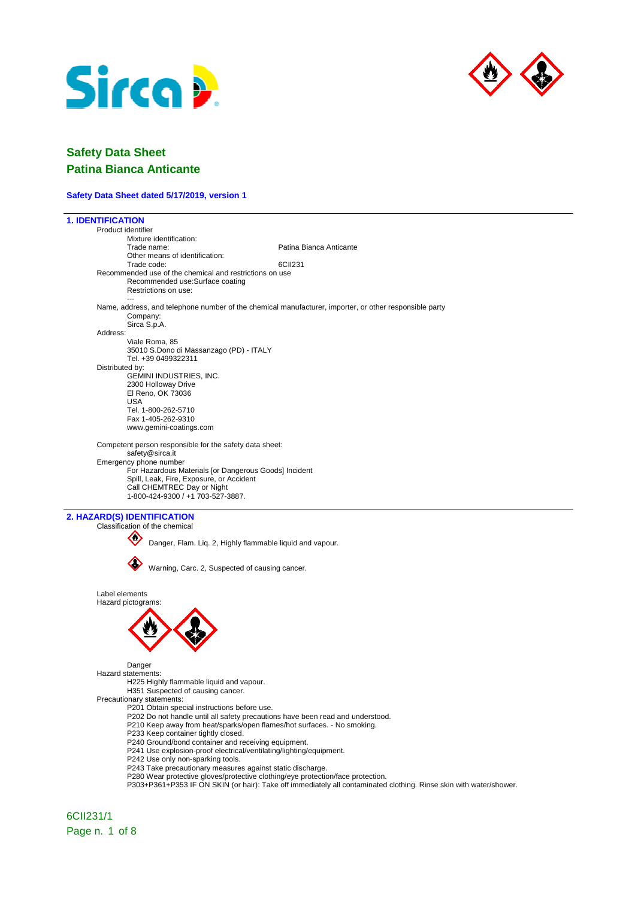# Safety Data Sheet
# Patina Bianca Anticante

**Safety Data Sheet dated 5/17/2019, version 1**

## 1. IDENTIFICATION

Product identifier

Mixture identification:

Trade name: Patina Bianca Anticante

Other means of identification:

Trade code: 6CII231

Recommended use of the chemical and restrictions on use

Recommended use:Surface coating

Restrictions on use:

---

Name, address, and telephone number of the chemical manufacturer, importer, or other responsible party

Company:

Sirca S.p.A.

Address:

Viale Roma, 85
35010 S.Dono di Massanzago (PD) - ITALY
Tel. +39 0499322311

Distributed by:

GEMINI INDUSTRIES, INC.
2300 Holloway Drive
El Reno, OK 73036
USA
Tel. 1-800-262-5710
Fax 1-405-262-9310
www.gemini-coatings.com

Competent person responsible for the safety data sheet:

safety@sirca.it

Emergency phone number

For Hazardous Materials [or Dangerous Goods] Incident
Spill, Leak, Fire, Exposure, or Accident
Call CHEMTREC Day or Night
1-800-424-9300 / +1 703-527-3887.

## 2. HAZARD(S) IDENTIFICATION

Classification of the chemical

Danger, Flam. Liq. 2, Highly flammable liquid and vapour.

Warning, Carc. 2, Suspected of causing cancer.

Label elements

Hazard pictograms:

Danger

Hazard statements:

H225 Highly flammable liquid and vapour.
H351 Suspected of causing cancer.

Precautionary statements:

P201 Obtain special instructions before use.
P202 Do not handle until all safety precautions have been read and understood.
P210 Keep away from heat/sparks/open flames/hot surfaces. - No smoking.
P233 Keep container tightly closed.
P240 Ground/bond container and receiving equipment.
P241 Use explosion-proof electrical/ventilating/lighting/equipment.
P242 Use only non-sparking tools.
P243 Take precautionary measures against static discharge.
P280 Wear protective gloves/protective clothing/eye protection/face protection.
P303+P361+P353 IF ON SKIN (or hair): Take off immediately all contaminated clothing. Rinse skin with water/shower.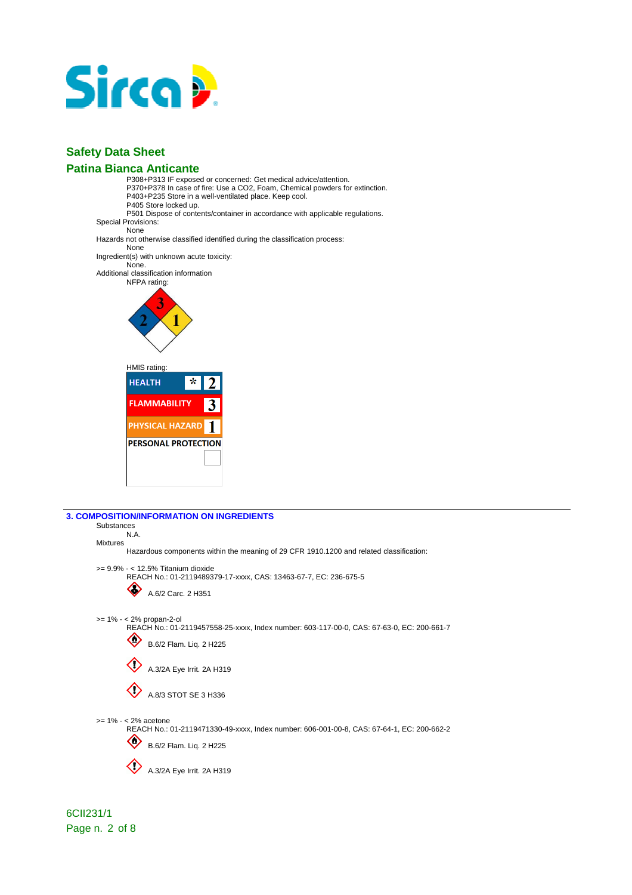# Safety Data Sheet

## Patina Bianca Anticante

P308+P313 IF exposed or concerned: Get medical advice/attention.
P370+P378 In case of fire: Use a CO2, Foam, Chemical powders for extinction.
P403+P235 Store in a well-ventilated place. Keep cool.
P405 Store locked up.
P501 Dispose of contents/container in accordance with applicable regulations.

Special Provisions:
None

Hazards not otherwise classified identified during the classification process:
None

Ingredient(s) with unknown acute toxicity:
None.

Additional classification information
NFPA rating:

Health: 2, Flammability: 3, Instability: 1

HMIS rating:

| HMIS | | |
|---|---|---|
| HEALTH | * | 2 |
| FLAMMABILITY | | 3 |
| PHYSICAL HAZARD | | 1 |
| PERSONAL PROTECTION | | |

### 3. COMPOSITION/INFORMATION ON INGREDIENTS

Substances
N.A.

Mixtures
Hazardous components within the meaning of 29 CFR 1910.1200 and related classification:

>= 9.9% - < 12.5% Titanium dioxide
REACH No.: 01-2119489379-17-xxxx, CAS: 13463-67-7, EC: 236-675-5

A.6/2 Carc. 2 H351

>= 1% - < 2% propan-2-ol
REACH No.: 01-2119457558-25-xxxx, Index number: 603-117-00-0, CAS: 67-63-0, EC: 200-661-7

B.6/2 Flam. Liq. 2 H225

A.3/2A Eye Irrit. 2A H319

A.8/3 STOT SE 3 H336

>= 1% - < 2% acetone
REACH No.: 01-2119471330-49-xxxx, Index number: 606-001-00-8, CAS: 67-64-1, EC: 200-662-2

B.6/2 Flam. Liq. 2 H225

A.3/2A Eye Irrit. 2A H319

6CII231/1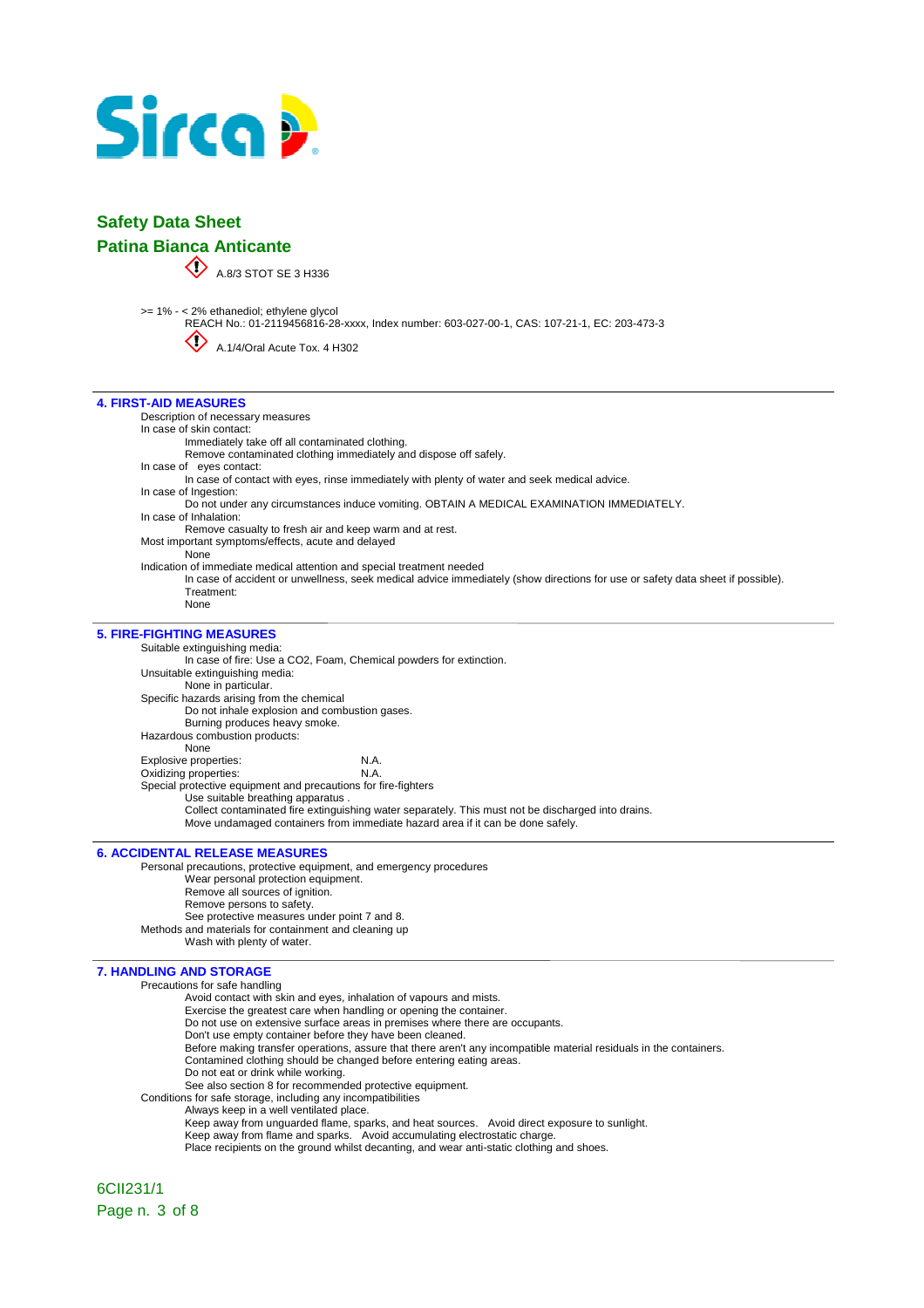## Safety Data Sheet
## Patina Bianca Anticante

A.8/3 STOT SE 3 H336

>= 1% - < 2% ethanediol; ethylene glycol
REACH No.: 01-2119456816-28-xxxx, Index number: 603-027-00-1, CAS: 107-21-1, EC: 203-473-3

A.1/4/Oral Acute Tox. 4 H302

### 4. FIRST-AID MEASURES

Description of necessary measures

In case of skin contact:

Immediately take off all contaminated clothing.
Remove contaminated clothing immediately and dispose off safely.

In case of eyes contact:

In case of contact with eyes, rinse immediately with plenty of water and seek medical advice.

In case of Ingestion:

Do not under any circumstances induce vomiting. OBTAIN A MEDICAL EXAMINATION IMMEDIATELY.

In case of Inhalation:

Remove casualty to fresh air and keep warm and at rest.

Most important symptoms/effects, acute and delayed

None

Indication of immediate medical attention and special treatment needed

In case of accident or unwellness, seek medical advice immediately (show directions for use or safety data sheet if possible).
Treatment:
None

### 5. FIRE-FIGHTING MEASURES

Suitable extinguishing media:

In case of fire: Use a CO2, Foam, Chemical powders for extinction.

Unsuitable extinguishing media:

None in particular.

Specific hazards arising from the chemical

Do not inhale explosion and combustion gases.
Burning produces heavy smoke.

Hazardous combustion products:

None

Explosive properties: N.A.
Oxidizing properties: N.A.

Special protective equipment and precautions for fire-fighters

Use suitable breathing apparatus .
Collect contaminated fire extinguishing water separately. This must not be discharged into drains.
Move undamaged containers from immediate hazard area if it can be done safely.

### 6. ACCIDENTAL RELEASE MEASURES

Personal precautions, protective equipment, and emergency procedures

Wear personal protection equipment.
Remove all sources of ignition.
Remove persons to safety.
See protective measures under point 7 and 8.

Methods and materials for containment and cleaning up

Wash with plenty of water.

### 7. HANDLING AND STORAGE

Precautions for safe handling

Avoid contact with skin and eyes, inhalation of vapours and mists.
Exercise the greatest care when handling or opening the container.
Do not use on extensive surface areas in premises where there are occupants.
Don't use empty container before they have been cleaned.
Before making transfer operations, assure that there aren't any incompatible material residuals in the containers.
Contamined clothing should be changed before entering eating areas.
Do not eat or drink while working.
See also section 8 for recommended protective equipment.

Conditions for safe storage, including any incompatibilities

Always keep in a well ventilated place.
Keep away from unguarded flame, sparks, and heat sources. Avoid direct exposure to sunlight.
Keep away from flame and sparks. Avoid accumulating electrostatic charge.
Place recipients on the ground whilst decanting, and wear anti-static clothing and shoes.

6CII231/1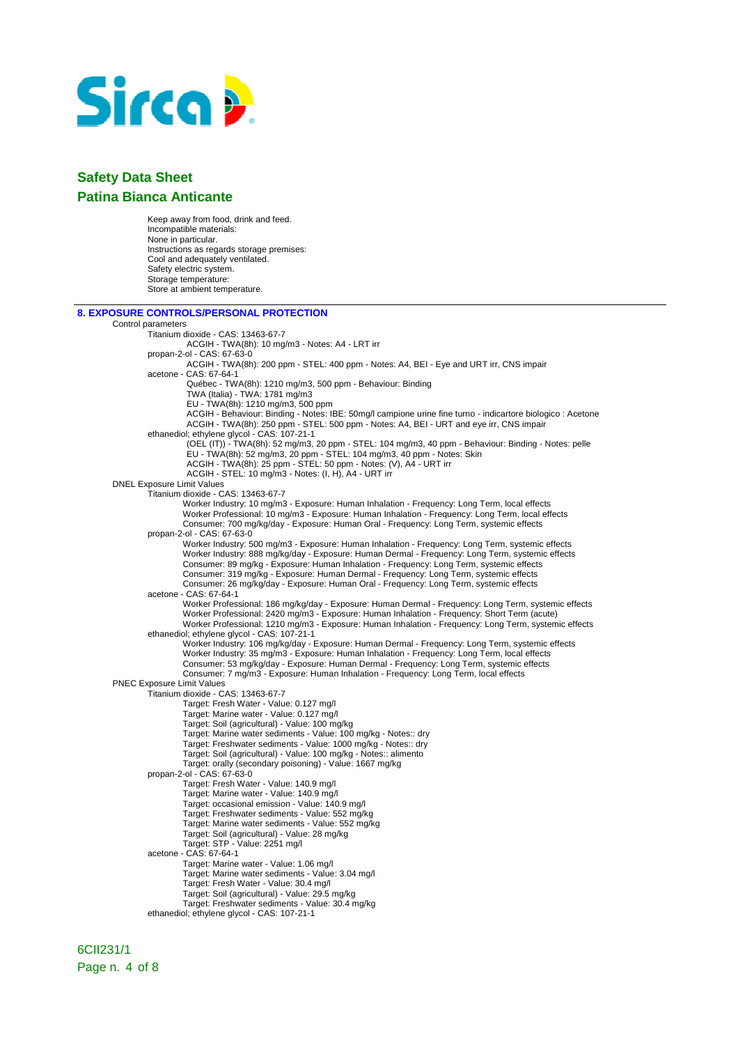Keep away from food, drink and feed.
Incompatible materials:
None in particular.
Instructions as regards storage premises:
Cool and adequately ventilated.
Safety electric system.
Storage temperature:
Store at ambient temperature.

## 8. EXPOSURE CONTROLS/PERSONAL PROTECTION

Control parameters

- Titanium dioxide - CAS: 13463-67-7
  - ACGIH - TWA(8h): 10 mg/m3 - Notes: A4 - LRT irr
- propan-2-ol - CAS: 67-63-0
  - ACGIH - TWA(8h): 200 ppm - STEL: 400 ppm - Notes: A4, BEI - Eye and URT irr, CNS impair
- acetone - CAS: 67-64-1
  - Québec - TWA(8h): 1210 mg/m3, 500 ppm - Behaviour: Binding
  - TWA (Italia) - TWA: 1781 mg/m3
  - EU - TWA(8h): 1210 mg/m3, 500 ppm
  - ACGIH - Behaviour: Binding - Notes: IBE: 50mg/l campione urine fine turno - indicartore biologico : Acetone
  - ACGIH - TWA(8h): 250 ppm - STEL: 500 ppm - Notes: A4, BEI - URT and eye irr, CNS impair
- ethanediol; ethylene glycol - CAS: 107-21-1
  - (OEL (IT)) - TWA(8h): 52 mg/m3, 20 ppm - STEL: 104 mg/m3, 40 ppm - Behaviour: Binding - Notes: pelle
  - EU - TWA(8h): 52 mg/m3, 20 ppm - STEL: 104 mg/m3, 40 ppm - Notes: Skin
  - ACGIH - TWA(8h): 25 ppm - STEL: 50 ppm - Notes: (V), A4 - URT irr
  - ACGIH - STEL: 10 mg/m3 - Notes: (I, H), A4 - URT irr

DNEL Exposure Limit Values

- Titanium dioxide - CAS: 13463-67-7
  - Worker Industry: 10 mg/m3 - Exposure: Human Inhalation - Frequency: Long Term, local effects
  - Worker Professional: 10 mg/m3 - Exposure: Human Inhalation - Frequency: Long Term, local effects
  - Consumer: 700 mg/kg/day - Exposure: Human Oral - Frequency: Long Term, systemic effects
- propan-2-ol - CAS: 67-63-0
  - Worker Industry: 500 mg/m3 - Exposure: Human Inhalation - Frequency: Long Term, systemic effects
  - Worker Industry: 888 mg/kg/day - Exposure: Human Dermal - Frequency: Long Term, systemic effects
  - Consumer: 89 mg/kg - Exposure: Human Inhalation - Frequency: Long Term, systemic effects
  - Consumer: 319 mg/kg - Exposure: Human Dermal - Frequency: Long Term, systemic effects
  - Consumer: 26 mg/kg/day - Exposure: Human Oral - Frequency: Long Term, systemic effects
- acetone - CAS: 67-64-1
  - Worker Professional: 186 mg/kg/day - Exposure: Human Dermal - Frequency: Long Term, systemic effects
  - Worker Professional: 2420 mg/m3 - Exposure: Human Inhalation - Frequency: Short Term (acute)
  - Worker Professional: 1210 mg/m3 - Exposure: Human Inhalation - Frequency: Long Term, systemic effects
- ethanediol; ethylene glycol - CAS: 107-21-1
  - Worker Industry: 106 mg/kg/day - Exposure: Human Dermal - Frequency: Long Term, systemic effects
  - Worker Industry: 35 mg/m3 - Exposure: Human Inhalation - Frequency: Long Term, local effects
  - Consumer: 53 mg/kg/day - Exposure: Human Dermal - Frequency: Long Term, systemic effects
  - Consumer: 7 mg/m3 - Exposure: Human Inhalation - Frequency: Long Term, local effects

PNEC Exposure Limit Values

- Titanium dioxide - CAS: 13463-67-7
  - Target: Fresh Water - Value: 0.127 mg/l
  - Target: Marine water - Value: 0.127 mg/l
  - Target: Soil (agricultural) - Value: 100 mg/kg
  - Target: Marine water sediments - Value: 100 mg/kg - Notes:: dry
  - Target: Freshwater sediments - Value: 1000 mg/kg - Notes:: dry
  - Target: Soil (agricultural) - Value: 100 mg/kg - Notes:: alimento
  - Target: orally (secondary poisoning) - Value: 1667 mg/kg
- propan-2-ol - CAS: 67-63-0
  - Target: Fresh Water - Value: 140.9 mg/l
  - Target: Marine water - Value: 140.9 mg/l
  - Target: occasional emission - Value: 140.9 mg/l
  - Target: Freshwater sediments - Value: 552 mg/kg
  - Target: Marine water sediments - Value: 552 mg/kg
  - Target: Soil (agricultural) - Value: 28 mg/kg
  - Target: STP - Value: 2251 mg/l
- acetone - CAS: 67-64-1
  - Target: Marine water - Value: 1.06 mg/l
  - Target: Marine water sediments - Value: 3.04 mg/l
  - Target: Fresh Water - Value: 30.4 mg/l
  - Target: Soil (agricultural) - Value: 29.5 mg/kg
  - Target: Freshwater sediments - Value: 30.4 mg/kg
- ethanediol; ethylene glycol - CAS: 107-21-1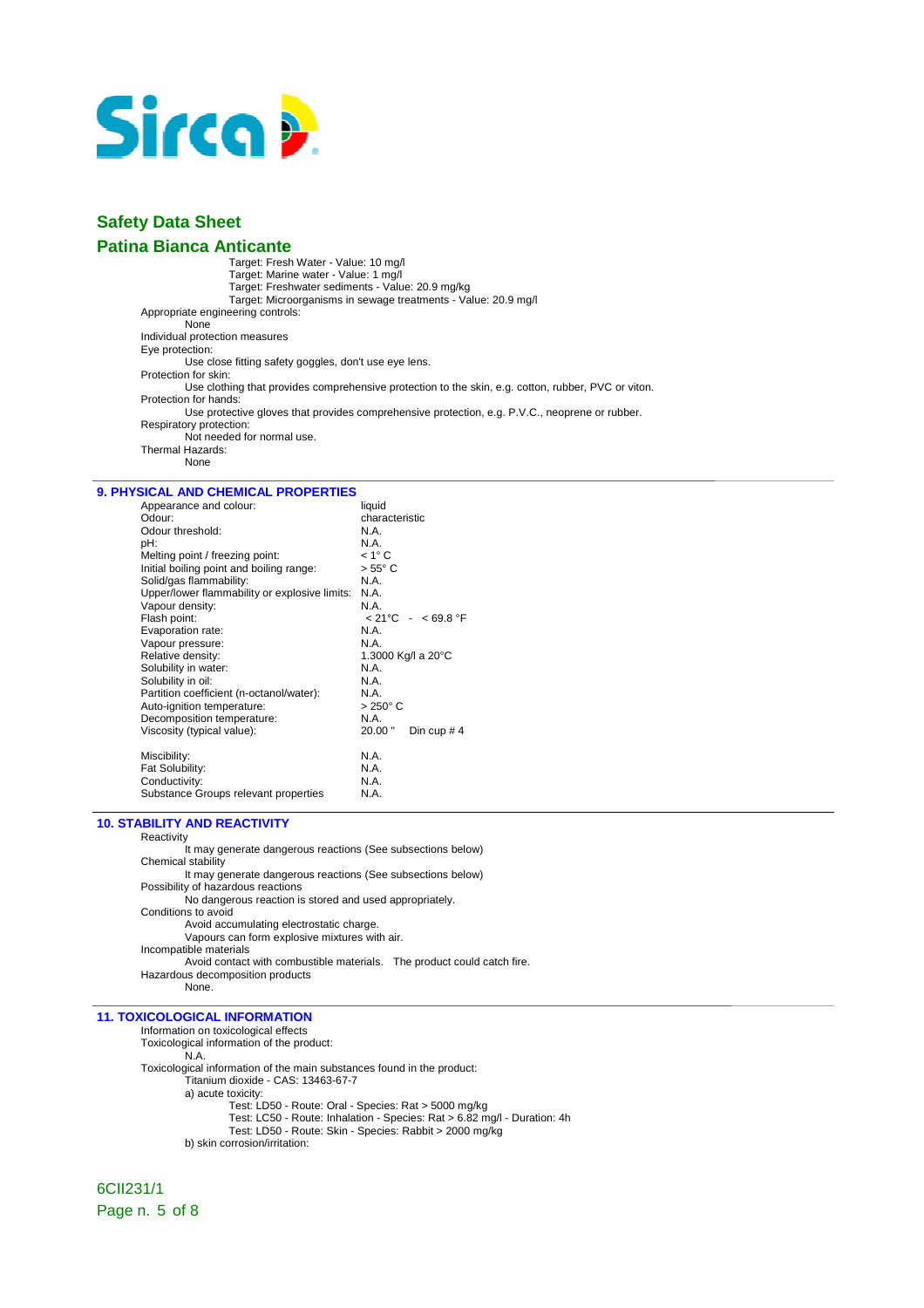Target: Fresh Water - Value: 10 mg/l
Target: Marine water - Value: 1 mg/l
Target: Freshwater sediments - Value: 20.9 mg/kg
Target: Microorganisms in sewage treatments - Value: 20.9 mg/l

Appropriate engineering controls:
None

Individual protection measures

Eye protection:
Use close fitting safety goggles, don't use eye lens.

Protection for skin:
Use clothing that provides comprehensive protection to the skin, e.g. cotton, rubber, PVC or viton.

Protection for hands:
Use protective gloves that provides comprehensive protection, e.g. P.V.C., neoprene or rubber.

Respiratory protection:
Not needed for normal use.

Thermal Hazards:
None

## 9. PHYSICAL AND CHEMICAL PROPERTIES

| Property | Value |
|---|---|
| Appearance and colour: | liquid |
| Odour: | characteristic |
| Odour threshold: | N.A. |
| pH: | N.A. |
| Melting point / freezing point: | < 1° C |
| Initial boiling point and boiling range: | > 55° C |
| Solid/gas flammability: | N.A. |
| Upper/lower flammability or explosive limits: | N.A. |
| Vapour density: | N.A. |
| Flash point: | < 21°C - < 69.8 °F |
| Evaporation rate: | N.A. |
| Vapour pressure: | N.A. |
| Relative density: | 1.3000 Kg/l a 20°C |
| Solubility in water: | N.A. |
| Solubility in oil: | N.A. |
| Partition coefficient (n-octanol/water): | N.A. |
| Auto-ignition temperature: | > 250° C |
| Decomposition temperature: | N.A. |
| Viscosity (typical value): | 20.00 " Din cup # 4 |
| Miscibility: | N.A. |
| Fat Solubility: | N.A. |
| Conductivity: | N.A. |
| Substance Groups relevant properties | N.A. |

## 10. STABILITY AND REACTIVITY

Reactivity
It may generate dangerous reactions (See subsections below)

Chemical stability
It may generate dangerous reactions (See subsections below)

Possibility of hazardous reactions
No dangerous reaction is stored and used appropriately.

Conditions to avoid
Avoid accumulating electrostatic charge.
Vapours can form explosive mixtures with air.

Incompatible materials
Avoid contact with combustible materials. The product could catch fire.

Hazardous decomposition products
None.

## 11. TOXICOLOGICAL INFORMATION

Information on toxicological effects

Toxicological information of the product:
N.A.

Toxicological information of the main substances found in the product:
Titanium dioxide - CAS: 13463-67-7
a) acute toxicity:
Test: LD50 - Route: Oral - Species: Rat > 5000 mg/kg
Test: LC50 - Route: Inhalation - Species: Rat > 6.82 mg/l - Duration: 4h
Test: LD50 - Route: Skin - Species: Rabbit > 2000 mg/kg
b) skin corrosion/irritation:

6CII231/1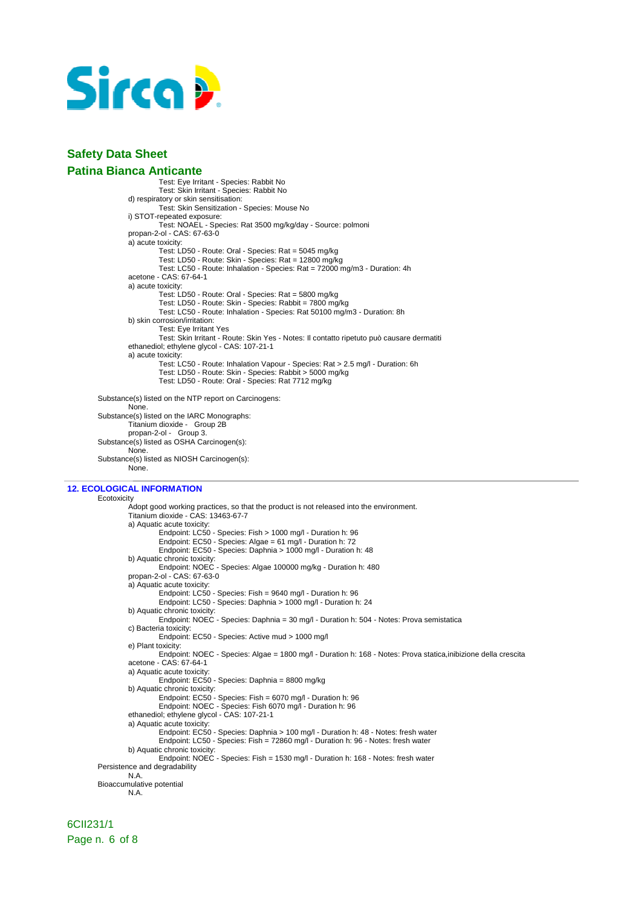Test: Eye Irritant - Species: Rabbit No
Test: Skin Irritant - Species: Rabbit No

d) respiratory or skin sensitisation:
Test: Skin Sensitization - Species: Mouse No

i) STOT-repeated exposure:
Test: NOAEL - Species: Rat 3500 mg/kg/day - Source: polmoni

propan-2-ol - CAS: 67-63-0

a) acute toxicity:
Test: LD50 - Route: Oral - Species: Rat = 5045 mg/kg
Test: LD50 - Route: Skin - Species: Rat = 12800 mg/kg
Test: LC50 - Route: Inhalation - Species: Rat = 72000 mg/m3 - Duration: 4h

acetone - CAS: 67-64-1

a) acute toxicity:
Test: LD50 - Route: Oral - Species: Rat = 5800 mg/kg
Test: LD50 - Route: Skin - Species: Rabbit = 7800 mg/kg
Test: LC50 - Route: Inhalation - Species: Rat 50100 mg/m3 - Duration: 8h

b) skin corrosion/irritation:
Test: Eye Irritant Yes
Test: Skin Irritant - Route: Skin Yes - Notes: Il contatto ripetuto può causare dermatiti

ethanediol; ethylene glycol - CAS: 107-21-1

a) acute toxicity:
Test: LC50 - Route: Inhalation Vapour - Species: Rat > 2.5 mg/l - Duration: 6h
Test: LD50 - Route: Skin - Species: Rabbit > 5000 mg/kg
Test: LD50 - Route: Oral - Species: Rat 7712 mg/kg

Substance(s) listed on the NTP report on Carcinogens:
None.

Substance(s) listed on the IARC Monographs:
Titanium dioxide - Group 2B
propan-2-ol - Group 3.

Substance(s) listed as OSHA Carcinogen(s):
None.

Substance(s) listed as NIOSH Carcinogen(s):
None.

## 12. ECOLOGICAL INFORMATION

Ecotoxicity

Adopt good working practices, so that the product is not released into the environment.

Titanium dioxide - CAS: 13463-67-7

a) Aquatic acute toxicity:
Endpoint: LC50 - Species: Fish > 1000 mg/l - Duration h: 96
Endpoint: EC50 - Species: Algae = 61 mg/l - Duration h: 72
Endpoint: EC50 - Species: Daphnia > 1000 mg/l - Duration h: 48

b) Aquatic chronic toxicity:
Endpoint: NOEC - Species: Algae 100000 mg/kg - Duration h: 480

propan-2-ol - CAS: 67-63-0

a) Aquatic acute toxicity:
Endpoint: LC50 - Species: Fish = 9640 mg/l - Duration h: 96
Endpoint: LC50 - Species: Daphnia > 1000 mg/l - Duration h: 24

b) Aquatic chronic toxicity:
Endpoint: NOEC - Species: Daphnia = 30 mg/l - Duration h: 504 - Notes: Prova semistatica

c) Bacteria toxicity:
Endpoint: EC50 - Species: Active mud > 1000 mg/l

e) Plant toxicity:
Endpoint: NOEC - Species: Algae = 1800 mg/l - Duration h: 168 - Notes: Prova statica,inibizione della crescita

acetone - CAS: 67-64-1

a) Aquatic acute toxicity:
Endpoint: EC50 - Species: Daphnia = 8800 mg/kg

b) Aquatic chronic toxicity:
Endpoint: EC50 - Species: Fish = 6070 mg/l - Duration h: 96
Endpoint: NOEC - Species: Fish 6070 mg/l - Duration h: 96

ethanediol; ethylene glycol - CAS: 107-21-1

a) Aquatic acute toxicity:
Endpoint: EC50 - Species: Daphnia > 100 mg/l - Duration h: 48 - Notes: fresh water
Endpoint: LC50 - Species: Fish = 72860 mg/l - Duration h: 96 - Notes: fresh water

b) Aquatic chronic toxicity:
Endpoint: NOEC - Species: Fish = 1530 mg/l - Duration h: 168 - Notes: fresh water

Persistence and degradability
N.A.

Bioaccumulative potential
N.A.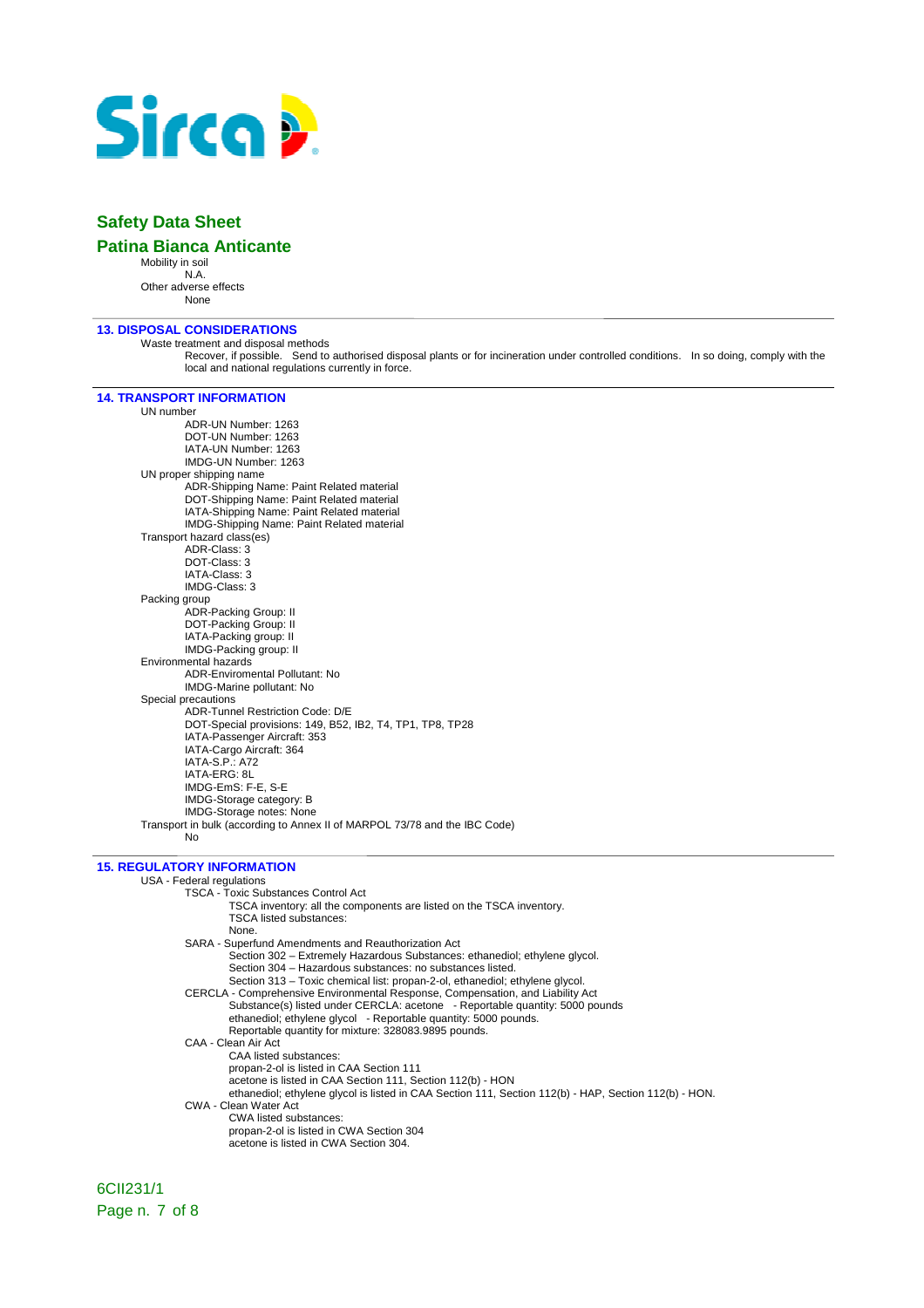**Safety Data Sheet**

**Patina Bianca Anticante**

Mobility in soil
N.A.
Other adverse effects
None

## 13. DISPOSAL CONSIDERATIONS

Waste treatment and disposal methods
Recover, if possible. Send to authorised disposal plants or for incineration under controlled conditions. In so doing, comply with the local and national regulations currently in force.

## 14. TRANSPORT INFORMATION

UN number
- ADR-UN Number: 1263
- DOT-UN Number: 1263
- IATA-UN Number: 1263
- IMDG-UN Number: 1263

UN proper shipping name
- ADR-Shipping Name: Paint Related material
- DOT-Shipping Name: Paint Related material
- IATA-Shipping Name: Paint Related material
- IMDG-Shipping Name: Paint Related material

Transport hazard class(es)
- ADR-Class: 3
- DOT-Class: 3
- IATA-Class: 3
- IMDG-Class: 3

Packing group
- ADR-Packing Group: II
- DOT-Packing Group: II
- IATA-Packing group: II
- IMDG-Packing group: II

Environmental hazards
- ADR-Enviromental Pollutant: No
- IMDG-Marine pollutant: No

Special precautions
- ADR-Tunnel Restriction Code: D/E
- DOT-Special provisions: 149, B52, IB2, T4, TP1, TP8, TP28
- IATA-Passenger Aircraft: 353
- IATA-Cargo Aircraft: 364
- IATA-S.P.: A72
- IATA-ERG: 8L
- IMDG-EmS: F-E, S-E
- IMDG-Storage category: B
- IMDG-Storage notes: None

Transport in bulk (according to Annex II of MARPOL 73/78 and the IBC Code)
No

## 15. REGULATORY INFORMATION

USA - Federal regulations

TSCA - Toxic Substances Control Act
- TSCA inventory: all the components are listed on the TSCA inventory.
- TSCA listed substances:
- None.

SARA - Superfund Amendments and Reauthorization Act
- Section 302 – Extremely Hazardous Substances: ethanediol; ethylene glycol.
- Section 304 – Hazardous substances: no substances listed.
- Section 313 – Toxic chemical list: propan-2-ol, ethanediol; ethylene glycol.

CERCLA - Comprehensive Environmental Response, Compensation, and Liability Act
- Substance(s) listed under CERCLA: acetone - Reportable quantity: 5000 pounds
- ethanediol; ethylene glycol - Reportable quantity: 5000 pounds.
- Reportable quantity for mixture: 328083.9895 pounds.

CAA - Clean Air Act
- CAA listed substances:
- propan-2-ol is listed in CAA Section 111
- acetone is listed in CAA Section 111, Section 112(b) - HON
- ethanediol; ethylene glycol is listed in CAA Section 111, Section 112(b) - HAP, Section 112(b) - HON.

CWA - Clean Water Act
- CWA listed substances:
- propan-2-ol is listed in CWA Section 304
- acetone is listed in CWA Section 304.

6CII231/1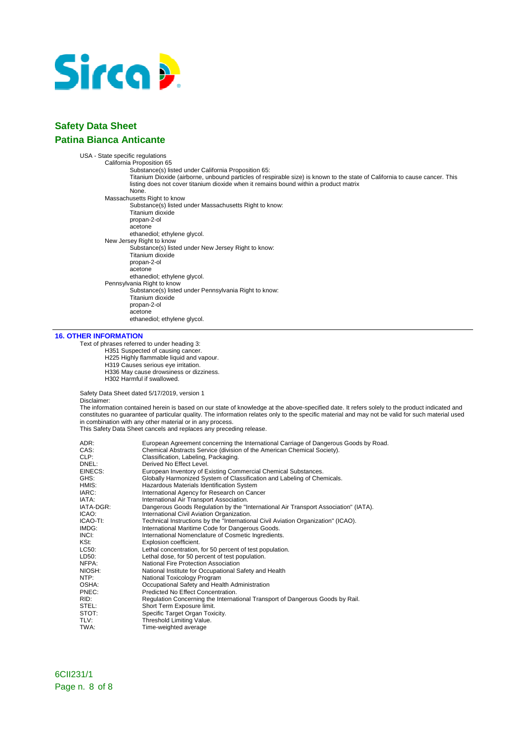## Safety Data Sheet
## Patina Bianca Anticante

USA - State specific regulations

California Proposition 65

Substance(s) listed under California Proposition 65:

Titanium Dioxide (airborne, unbound particles of respirable size) is known to the state of California to cause cancer. This listing does not cover titanium dioxide when it remains bound within a product matrix

None.

Massachusetts Right to know

Substance(s) listed under Massachusetts Right to know:

Titanium dioxide
propan-2-ol
acetone
ethanediol; ethylene glycol.

New Jersey Right to know

Substance(s) listed under New Jersey Right to know:

Titanium dioxide
propan-2-ol
acetone
ethanediol; ethylene glycol.

Pennsylvania Right to know

Substance(s) listed under Pennsylvania Right to know:

Titanium dioxide
propan-2-ol
acetone
ethanediol; ethylene glycol.

---

### 16. OTHER INFORMATION

Text of phrases referred to under heading 3:

H351 Suspected of causing cancer.
H225 Highly flammable liquid and vapour.
H319 Causes serious eye irritation.
H336 May cause drowsiness or dizziness.
H302 Harmful if swallowed.

Safety Data Sheet dated 5/17/2019, version 1

Disclaimer:

The information contained herein is based on our state of knowledge at the above-specified date. It refers solely to the product indicated and constitutes no guarantee of particular quality. The information relates only to the specific material and may not be valid for such material used in combination with any other material or in any process.

This Safety Data Sheet cancels and replaces any preceding release.

| | |
|---|---|
| ADR: | European Agreement concerning the International Carriage of Dangerous Goods by Road. |
| CAS: | Chemical Abstracts Service (division of the American Chemical Society). |
| CLP: | Classification, Labeling, Packaging. |
| DNEL: | Derived No Effect Level. |
| EINECS: | European Inventory of Existing Commercial Chemical Substances. |
| GHS: | Globally Harmonized System of Classification and Labeling of Chemicals. |
| HMIS: | Hazardous Materials Identification System |
| IARC: | International Agency for Research on Cancer |
| IATA: | International Air Transport Association. |
| IATA-DGR: | Dangerous Goods Regulation by the "International Air Transport Association" (IATA). |
| ICAO: | International Civil Aviation Organization. |
| ICAO-TI: | Technical Instructions by the "International Civil Aviation Organization" (ICAO). |
| IMDG: | International Maritime Code for Dangerous Goods. |
| INCI: | International Nomenclature of Cosmetic Ingredients. |
| KSt: | Explosion coefficient. |
| LC50: | Lethal concentration, for 50 percent of test population. |
| LD50: | Lethal dose, for 50 percent of test population. |
| NFPA: | National Fire Protection Association |
| NIOSH: | National Institute for Occupational Safety and Health |
| NTP: | National Toxicology Program |
| OSHA: | Occupational Safety and Health Administration |
| PNEC: | Predicted No Effect Concentration. |
| RID: | Regulation Concerning the International Transport of Dangerous Goods by Rail. |
| STEL: | Short Term Exposure limit. |
| STOT: | Specific Target Organ Toxicity. |
| TLV: | Threshold Limiting Value. |
| TWA: | Time-weighted average |

6CII231/1